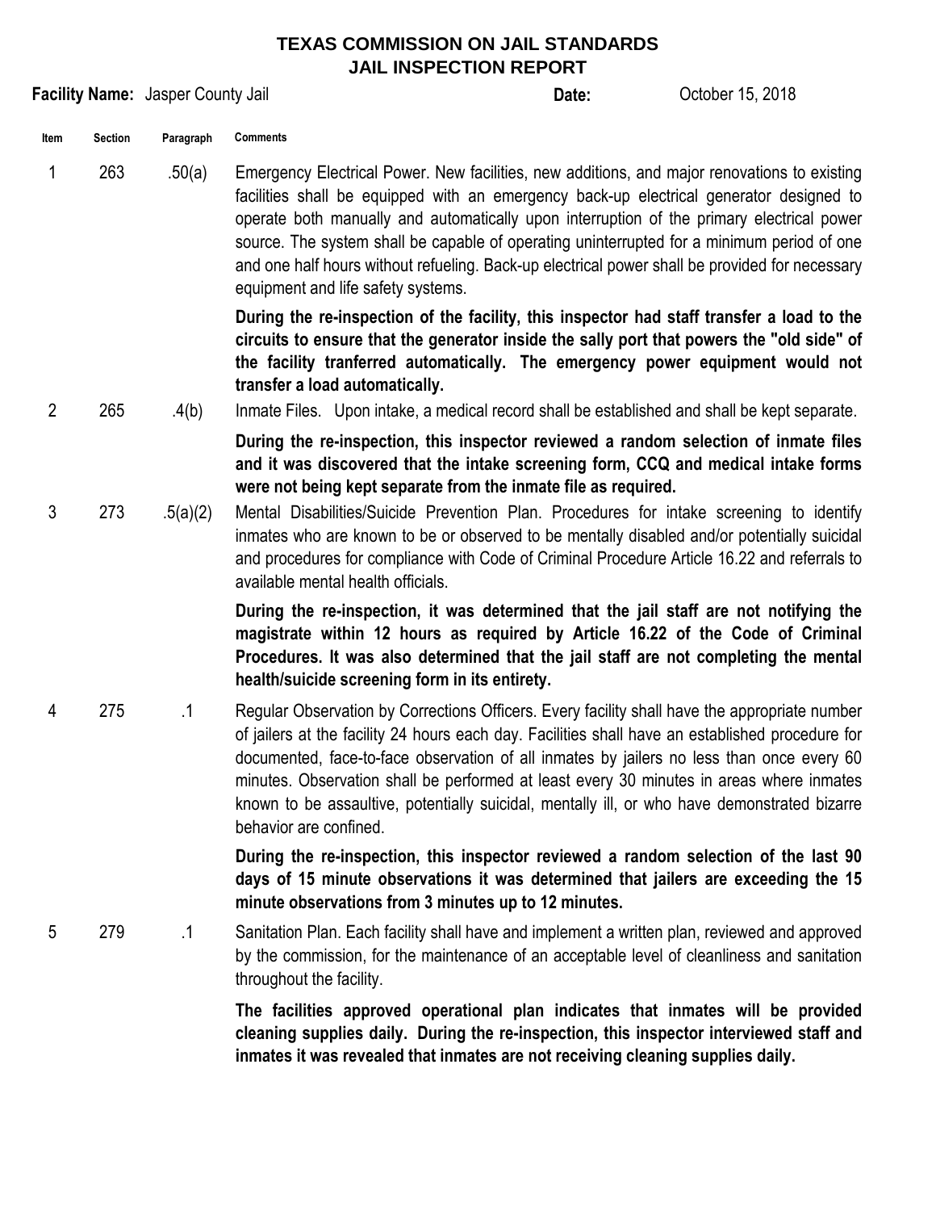# TEXAS COMMISSION ON JAIL STANDARDS
## JAIL INSPECTION REPORT

**Facility Name:** Jasper County Jail **Date:** October 15, 2018

| Item | Section | Paragraph | Comments |
|---|---|---|---|
| 1 | 263 | .50(a) | Emergency Electrical Power. New facilities, new additions, and major renovations to existing facilities shall be equipped with an emergency back-up electrical generator designed to operate both manually and automatically upon interruption of the primary electrical power source. The system shall be capable of operating uninterrupted for a minimum period of one and one half hours without refueling. Back-up electrical power shall be provided for necessary equipment and life safety systems. <br><br> **During the re-inspection of the facility, this inspector had staff transfer a load to the circuits to ensure that the generator inside the sally port that powers the "old side" of the facility tranferred automatically. The emergency power equipment would not transfer a load automatically.** |
| 2 | 265 | .4(b) | Inmate Files. Upon intake, a medical record shall be established and shall be kept separate. <br><br> **During the re-inspection, this inspector reviewed a random selection of inmate files and it was discovered that the intake screening form, CCQ and medical intake forms were not being kept separate from the inmate file as required.** |
| 3 | 273 | .5(a)(2) | Mental Disabilities/Suicide Prevention Plan. Procedures for intake screening to identify inmates who are known to be or observed to be mentally disabled and/or potentially suicidal and procedures for compliance with Code of Criminal Procedure Article 16.22 and referrals to available mental health officials. <br><br> **During the re-inspection, it was determined that the jail staff are not notifying the magistrate within 12 hours as required by Article 16.22 of the Code of Criminal Procedures. It was also determined that the jail staff are not completing the mental health/suicide screening form in its entirety.** |
| 4 | 275 | .1 | Regular Observation by Corrections Officers. Every facility shall have the appropriate number of jailers at the facility 24 hours each day. Facilities shall have an established procedure for documented, face-to-face observation of all inmates by jailers no less than once every 60 minutes. Observation shall be performed at least every 30 minutes in areas where inmates known to be assaultive, potentially suicidal, mentally ill, or who have demonstrated bizarre behavior are confined. <br><br> **During the re-inspection, this inspector reviewed a random selection of the last 90 days of 15 minute observations it was determined that jailers are exceeding the 15 minute observations from 3 minutes up to 12 minutes.** |
| 5 | 279 | .1 | Sanitation Plan. Each facility shall have and implement a written plan, reviewed and approved by the commission, for the maintenance of an acceptable level of cleanliness and sanitation throughout the facility. <br><br> **The facilities approved operational plan indicates that inmates will be provided cleaning supplies daily. During the re-inspection, this inspector interviewed staff and inmates it was revealed that inmates are not receiving cleaning supplies daily.** |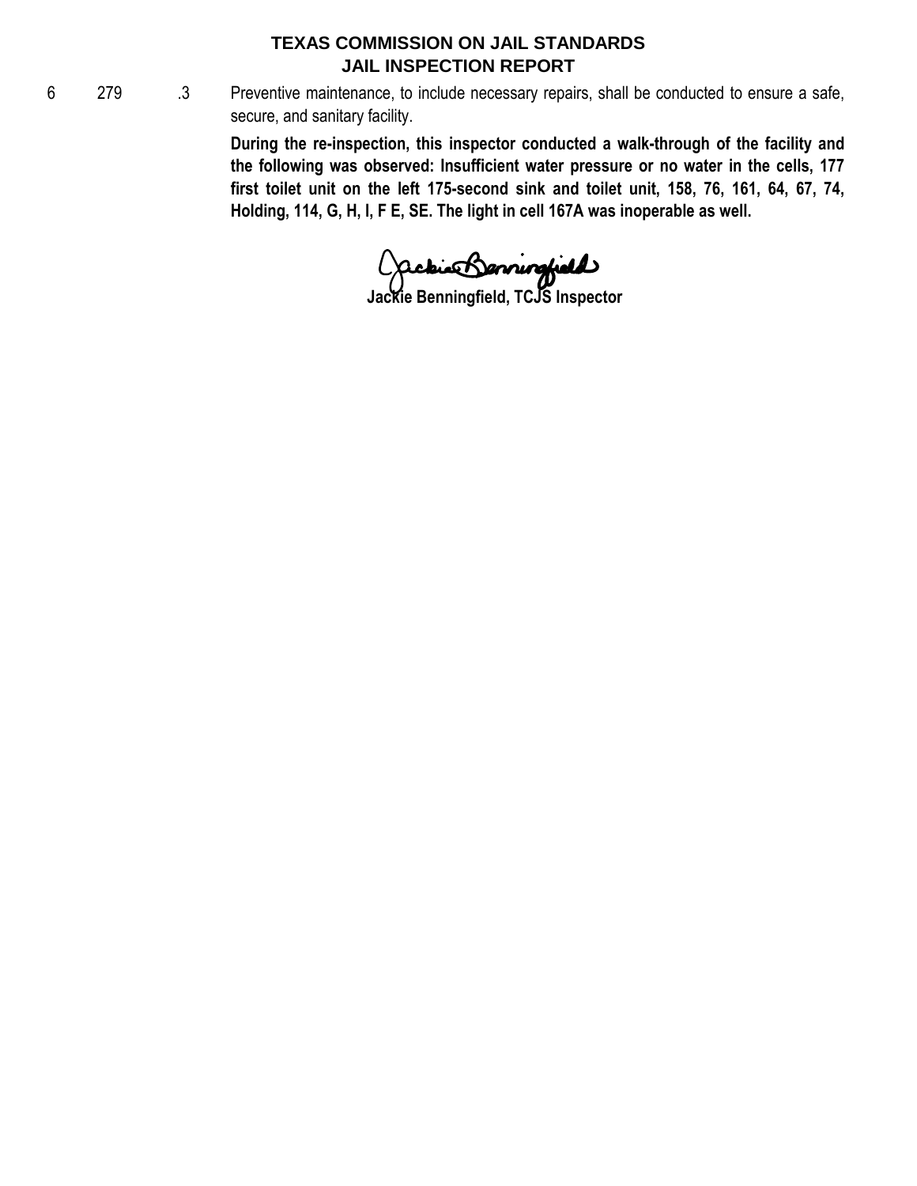**TEXAS COMMISSION ON JAIL STANDARDS**
**JAIL INSPECTION REPORT**

| | | | |
|---|---|---|---|
| 6 | 279 | .3 | Preventive maintenance, to include necessary repairs, shall be conducted to ensure a safe, secure, and sanitary facility. |

**During the re-inspection, this inspector conducted a walk-through of the facility and the following was observed: Insufficient water pressure or no water in the cells, 177 first toilet unit on the left 175-second sink and toilet unit, 158, 76, 161, 64, 67, 74, Holding, 114, G, H, I, F E, SE. The light in cell 167A was inoperable as well.**

Jackie Benningfield

**Jackie Benningfield, TCJS Inspector**